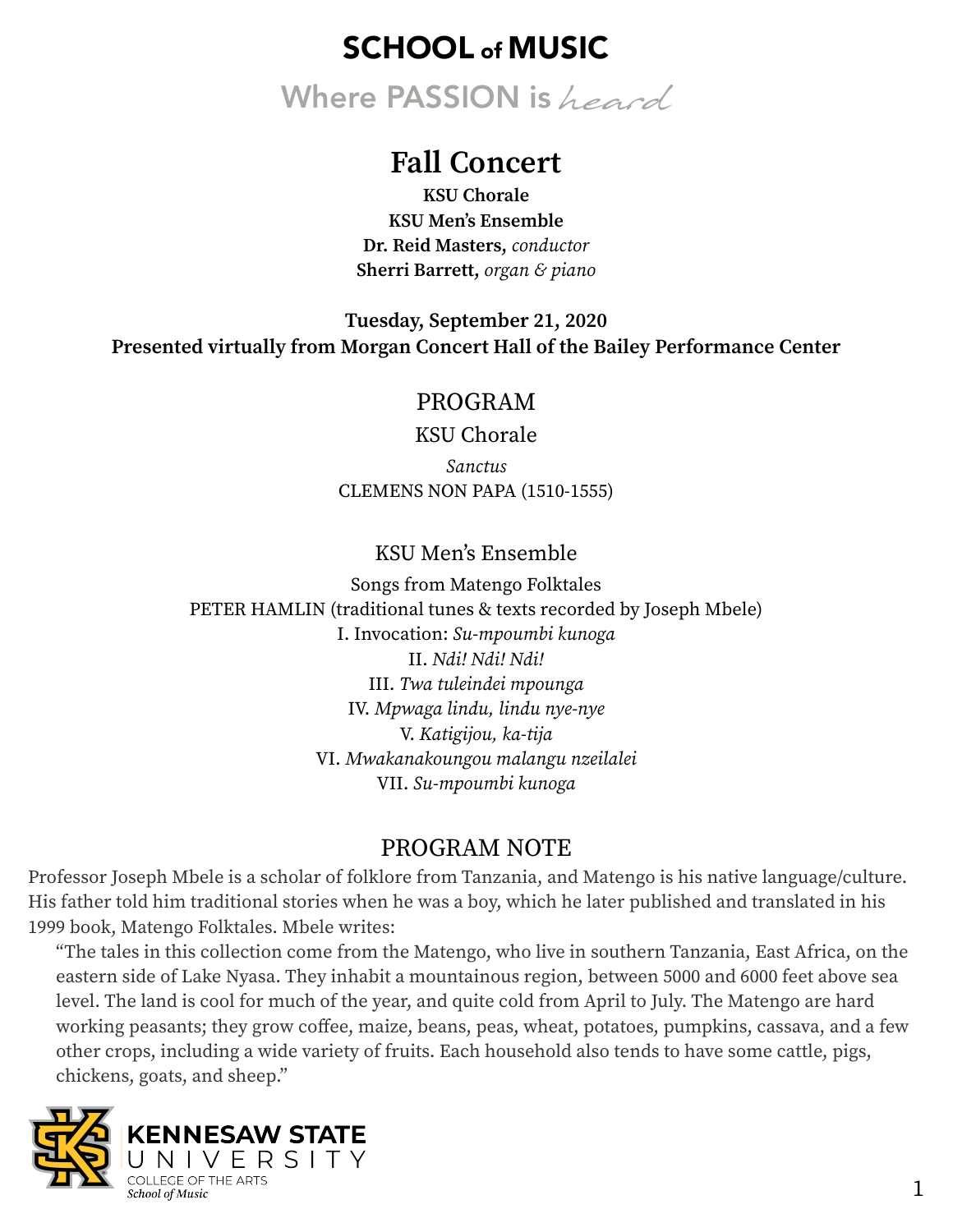# SCHOOL of MUSIC

Where PASSION is *heard*

## Fall Concert

**KSU Chorale**
**KSU Men's Ensemble**
**Dr. Reid Masters,** *conductor*
**Sherri Barrett,** *organ & piano*

**Tuesday, September 21, 2020**
**Presented virtually from Morgan Concert Hall of the Bailey Performance Center**

## PROGRAM

### KSU Chorale

*Sanctus*
CLEMENS NON PAPA (1510-1555)

### KSU Men's Ensemble

Songs from Matengo Folktales
PETER HAMLIN (traditional tunes & texts recorded by Joseph Mbele)
I. Invocation: *Su-mpoumbi kunoga*
II. *Ndi! Ndi! Ndi!*
III. *Twa tuleindei mpounga*
IV. *Mpwaga lindu, lindu nye-nye*
V. *Katigijou, ka-tija*
VI. *Mwakanakoungou malangu nzeilalei*
VII. *Su-mpoumbi kunoga*

## PROGRAM NOTE

Professor Joseph Mbele is a scholar of folklore from Tanzania, and Matengo is his native language/culture. His father told him traditional stories when he was a boy, which he later published and translated in his 1999 book, Matengo Folktales. Mbele writes:

> "The tales in this collection come from the Matengo, who live in southern Tanzania, East Africa, on the eastern side of Lake Nyasa. They inhabit a mountainous region, between 5000 and 6000 feet above sea level. The land is cool for much of the year, and quite cold from April to July. The Matengo are hard working peasants; they grow coffee, maize, beans, peas, wheat, potatoes, pumpkins, cassava, and a few other crops, including a wide variety of fruits. Each household also tends to have some cattle, pigs, chickens, goats, and sheep."

KENNESAW STATE UNIVERSITY
COLLEGE OF THE ARTS
*School of Music*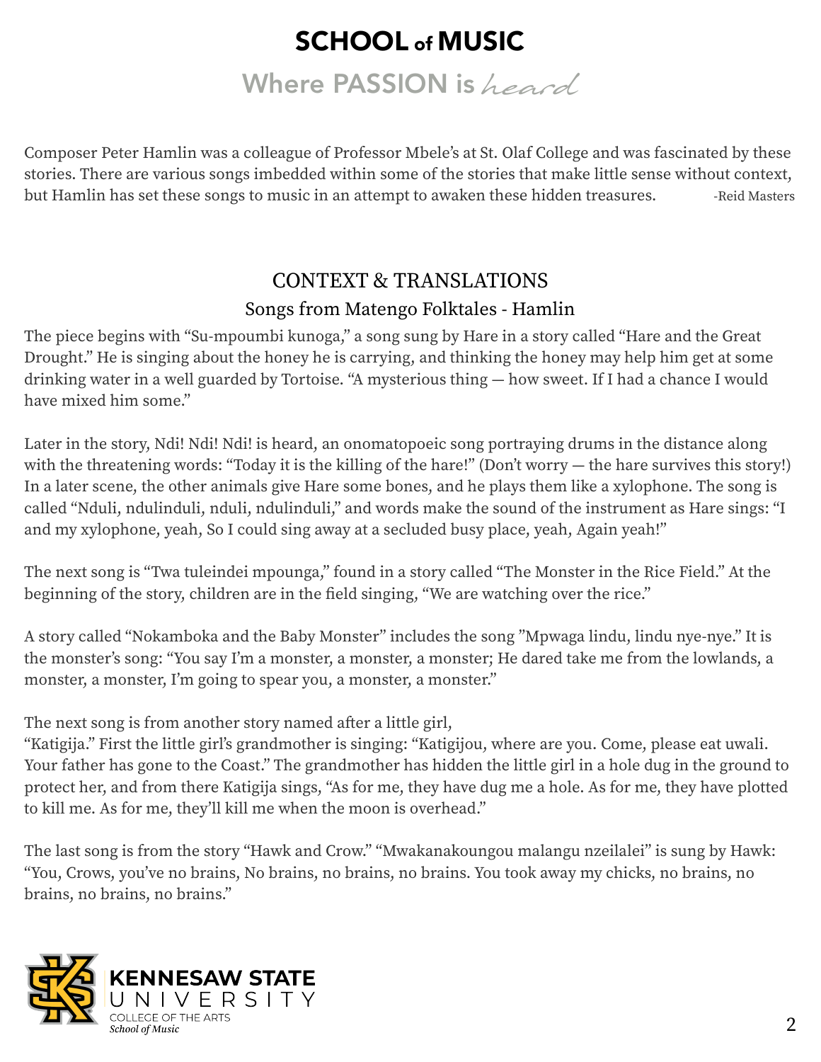Composer Peter Hamlin was a colleague of Professor Mbele's at St. Olaf College and was fascinated by these stories. There are various songs imbedded within some of the stories that make little sense without context, but Hamlin has set these songs to music in an attempt to awaken these hidden treasures. -Reid Masters

## CONTEXT & TRANSLATIONS

### Songs from Matengo Folktales - Hamlin

The piece begins with "Su-mpoumbi kunoga," a song sung by Hare in a story called "Hare and the Great Drought." He is singing about the honey he is carrying, and thinking the honey may help him get at some drinking water in a well guarded by Tortoise. "A mysterious thing — how sweet. If I had a chance I would have mixed him some."

Later in the story, Ndi! Ndi! Ndi! is heard, an onomatopoeic song portraying drums in the distance along with the threatening words: "Today it is the killing of the hare!" (Don't worry — the hare survives this story!) In a later scene, the other animals give Hare some bones, and he plays them like a xylophone. The song is called "Nduli, ndulinduli, nduli, ndulinduli," and words make the sound of the instrument as Hare sings: "I and my xylophone, yeah, So I could sing away at a secluded busy place, yeah, Again yeah!"

The next song is "Twa tuleindei mpounga," found in a story called "The Monster in the Rice Field." At the beginning of the story, children are in the field singing, "We are watching over the rice."

A story called "Nokamboka and the Baby Monster" includes the song "Mpwaga lindu, lindu nye-nye." It is the monster's song: "You say I'm a monster, a monster, a monster; He dared take me from the lowlands, a monster, a monster, I'm going to spear you, a monster, a monster."

The next song is from another story named after a little girl,
"Katigija." First the little girl's grandmother is singing: "Katigijou, where are you. Come, please eat uwali. Your father has gone to the Coast." The grandmother has hidden the little girl in a hole dug in the ground to protect her, and from there Katigija sings, "As for me, they have dug me a hole. As for me, they have plotted to kill me. As for me, they'll kill me when the moon is overhead."

The last song is from the story "Hawk and Crow." "Mwakanakoungou malangu nzeilalei" is sung by Hawk: "You, Crows, you've no brains, No brains, no brains, no brains. You took away my chicks, no brains, no brains, no brains, no brains."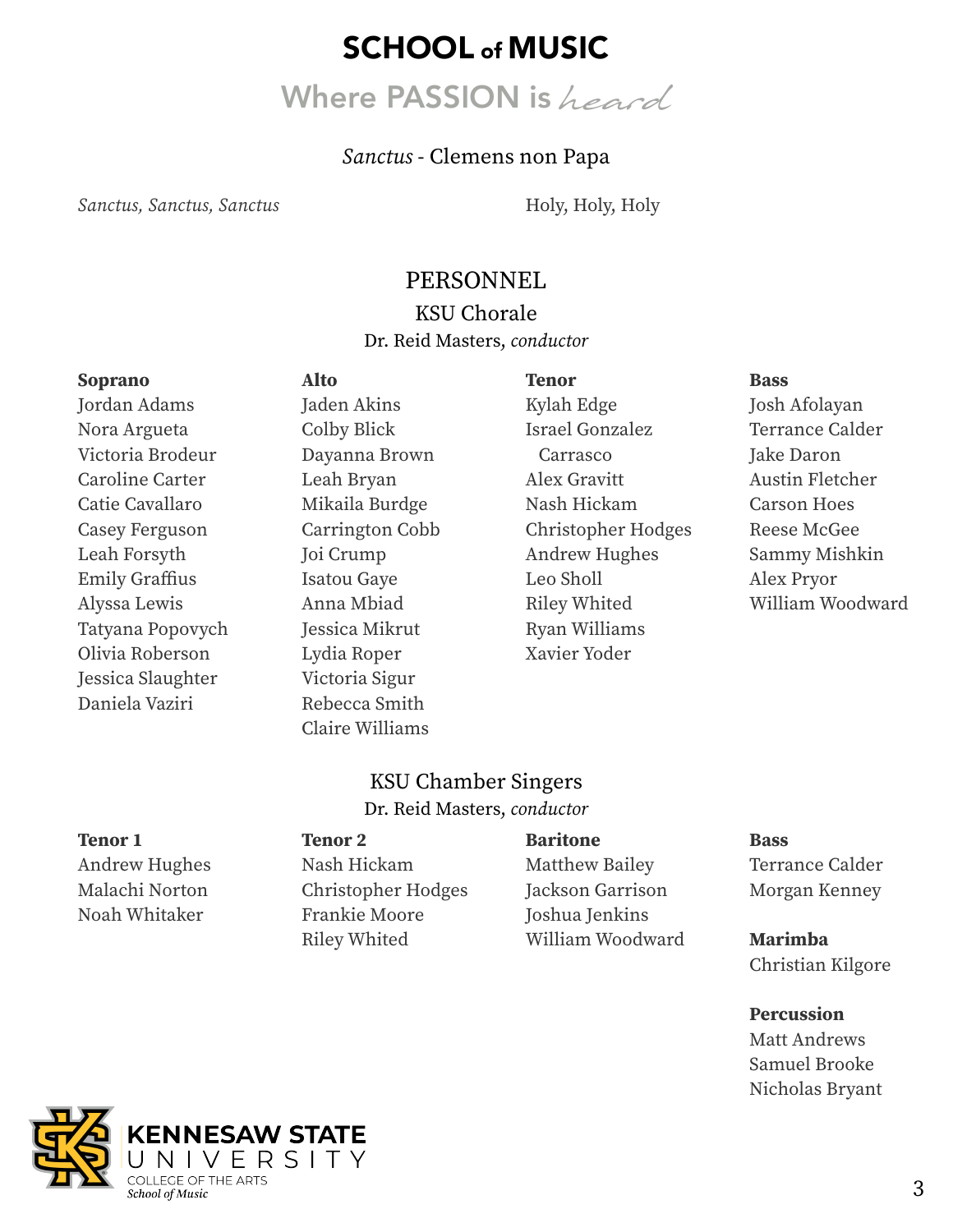# SCHOOL of MUSIC

## Where PASSION is *heard*

*Sanctus* - Clemens non Papa

| | |
|---|---|
| *Sanctus, Sanctus, Sanctus* | Holy, Holy, Holy |

## PERSONNEL

### KSU Chorale

Dr. Reid Masters, *conductor*

**Soprano**
Jordan Adams
Nora Argueta
Victoria Brodeur
Caroline Carter
Catie Cavallaro
Casey Ferguson
Leah Forsyth
Emily Graffius
Alyssa Lewis
Tatyana Popovych
Olivia Roberson
Jessica Slaughter
Daniela Vaziri

**Alto**
Jaden Akins
Colby Blick
Dayanna Brown
Leah Bryan
Mikaila Burdge
Carrington Cobb
Joi Crump
Isatou Gaye
Anna Mbiad
Jessica Mikrut
Lydia Roper
Victoria Sigur
Rebecca Smith
Claire Williams

**Tenor**
Kylah Edge
Israel Gonzalez Carrasco
Alex Gravitt
Nash Hickam
Christopher Hodges
Andrew Hughes
Leo Sholl
Riley Whited
Ryan Williams
Xavier Yoder

**Bass**
Josh Afolayan
Terrance Calder
Jake Daron
Austin Fletcher
Carson Hoes
Reese McGee
Sammy Mishkin
Alex Pryor
William Woodward

### KSU Chamber Singers

Dr. Reid Masters, *conductor*

**Tenor 1**
Andrew Hughes
Malachi Norton
Noah Whitaker

**Tenor 2**
Nash Hickam
Christopher Hodges
Frankie Moore
Riley Whited

**Baritone**
Matthew Bailey
Jackson Garrison
Joshua Jenkins
William Woodward

**Bass**
Terrance Calder
Morgan Kenney

**Marimba**
Christian Kilgore

**Percussion**
Matt Andrews
Samuel Brooke
Nicholas Bryant

KENNESAW STATE UNIVERSITY
COLLEGE OF THE ARTS
*School of Music*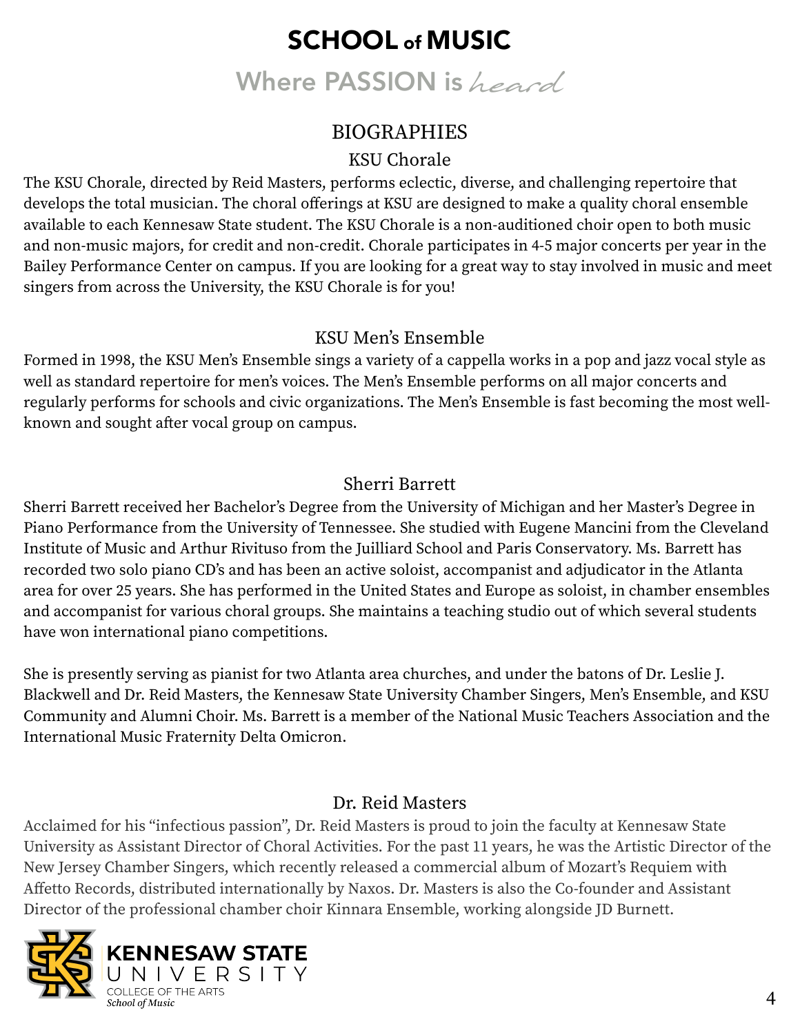# SCHOOL of MUSIC

Where PASSION is *heard*

## BIOGRAPHIES

### KSU Chorale

The KSU Chorale, directed by Reid Masters, performs eclectic, diverse, and challenging repertoire that develops the total musician. The choral offerings at KSU are designed to make a quality choral ensemble available to each Kennesaw State student. The KSU Chorale is a non-auditioned choir open to both music and non-music majors, for credit and non-credit. Chorale participates in 4-5 major concerts per year in the Bailey Performance Center on campus. If you are looking for a great way to stay involved in music and meet singers from across the University, the KSU Chorale is for you!

### KSU Men's Ensemble

Formed in 1998, the KSU Men's Ensemble sings a variety of a cappella works in a pop and jazz vocal style as well as standard repertoire for men's voices. The Men's Ensemble performs on all major concerts and regularly performs for schools and civic organizations. The Men's Ensemble is fast becoming the most well-known and sought after vocal group on campus.

### Sherri Barrett

Sherri Barrett received her Bachelor's Degree from the University of Michigan and her Master's Degree in Piano Performance from the University of Tennessee. She studied with Eugene Mancini from the Cleveland Institute of Music and Arthur Rivituso from the Juilliard School and Paris Conservatory. Ms. Barrett has recorded two solo piano CD's and has been an active soloist, accompanist and adjudicator in the Atlanta area for over 25 years. She has performed in the United States and Europe as soloist, in chamber ensembles and accompanist for various choral groups. She maintains a teaching studio out of which several students have won international piano competitions.

She is presently serving as pianist for two Atlanta area churches, and under the batons of Dr. Leslie J. Blackwell and Dr. Reid Masters, the Kennesaw State University Chamber Singers, Men's Ensemble, and KSU Community and Alumni Choir. Ms. Barrett is a member of the National Music Teachers Association and the International Music Fraternity Delta Omicron.

### Dr. Reid Masters

Acclaimed for his "infectious passion", Dr. Reid Masters is proud to join the faculty at Kennesaw State University as Assistant Director of Choral Activities. For the past 11 years, he was the Artistic Director of the New Jersey Chamber Singers, which recently released a commercial album of Mozart's Requiem with Affetto Records, distributed internationally by Naxos. Dr. Masters is also the Co-founder and Assistant Director of the professional chamber choir Kinnara Ensemble, working alongside JD Burnett.

KENNESAW STATE UNIVERSITY
COLLEGE OF THE ARTS
*School of Music*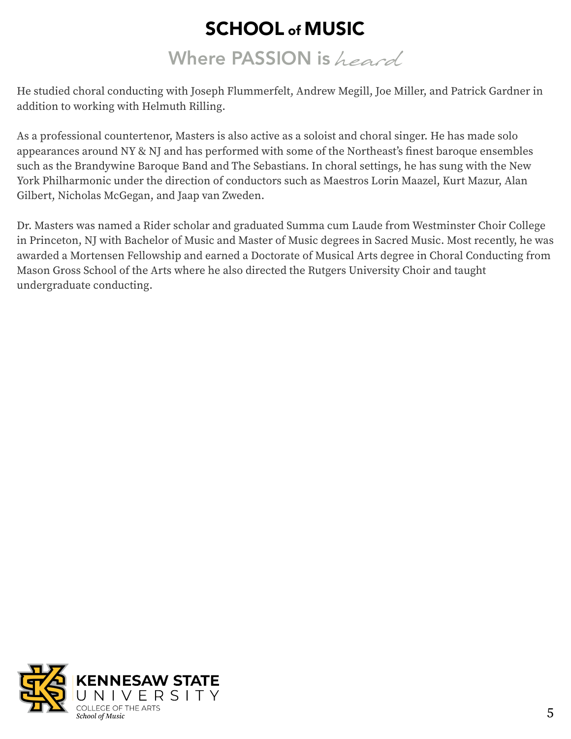He studied choral conducting with Joseph Flummerfelt, Andrew Megill, Joe Miller, and Patrick Gardner in addition to working with Helmuth Rilling.

As a professional countertenor, Masters is also active as a soloist and choral singer. He has made solo appearances around NY & NJ and has performed with some of the Northeast's finest baroque ensembles such as the Brandywine Baroque Band and The Sebastians. In choral settings, he has sung with the New York Philharmonic under the direction of conductors such as Maestros Lorin Maazel, Kurt Mazur, Alan Gilbert, Nicholas McGegan, and Jaap van Zweden.

Dr. Masters was named a Rider scholar and graduated Summa cum Laude from Westminster Choir College in Princeton, NJ with Bachelor of Music and Master of Music degrees in Sacred Music. Most recently, he was awarded a Mortensen Fellowship and earned a Doctorate of Musical Arts degree in Choral Conducting from Mason Gross School of the Arts where he also directed the Rutgers University Choir and taught undergraduate conducting.